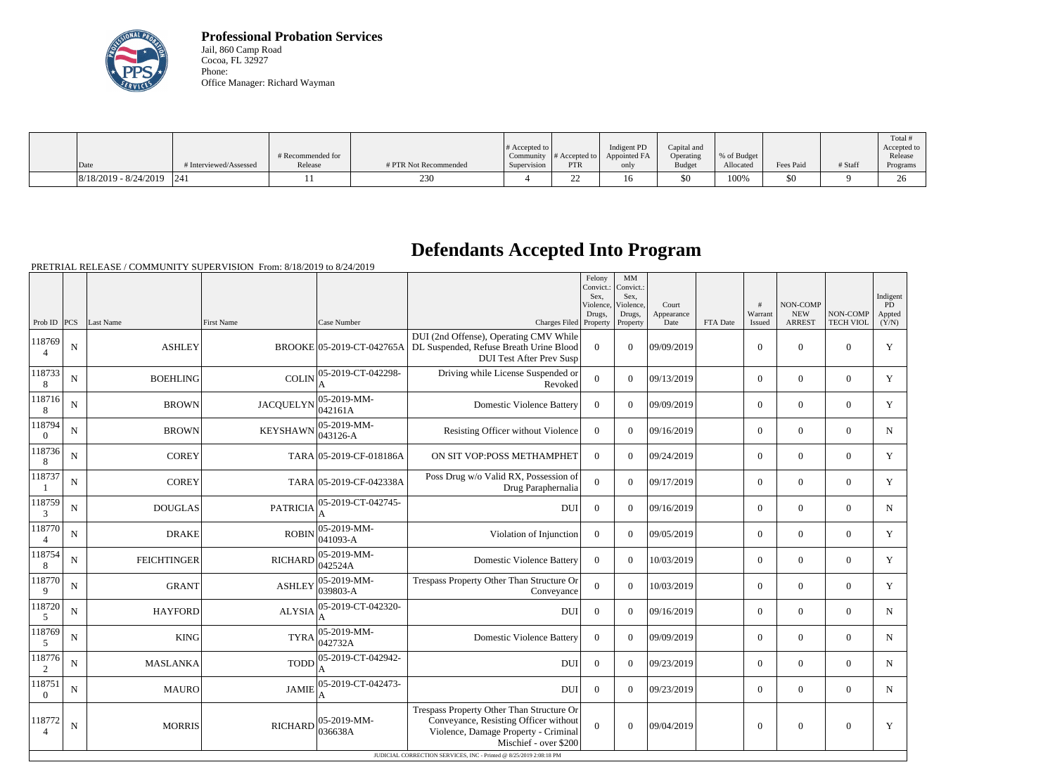**Professional Probation Services**
Jail, 860 Camp Road
Cocoa, FL 32927
Phone:
Office Manager: Richard Wayman

| Date | # Interviewed/Assessed | # Recommended for Release | # PTR Not Recommended | # Accepted to Community Supervision | # Accepted to PTR | Indigent PD Appointed FA only | Capital and Operating Budget | % of Budget Allocated | Fees Paid | # Staff | Total # Accepted to Release Programs |
|---|---|---|---|---|---|---|---|---|---|---|---|
| 8/18/2019 - 8/24/2019 | 241 | 11 | 230 | 4 | 22 | 16 | $0 | 100% | $0 | 9 | 26 |

# Defendants Accepted Into Program

PRETRIAL RELEASE / COMMUNITY SUPERVISION From: 8/18/2019 to 8/24/2019

| Prob ID | PCS | Last Name | First Name | Case Number | Charges Filed | Felony Convict.: Sex, Violence, Drugs, Property | MM Convict.: Sex, Violence, Drugs, Property | Court Appearance Date | FTA Date | # Warrant Issued | NON-COMP NEW ARREST | NON-COMP TECH VIOL | Indigent PD Appted (Y/N) |
|---|---|---|---|---|---|---|---|---|---|---|---|---|---|
| 1187694 | N | ASHLEY | BROOKE | 05-2019-CT-042765A | DUI (2nd Offense), Operating CMV While DL Suspended, Refuse Breath Urine Blood DUI Test After Prev Susp | 0 | 0 | 09/09/2019 | | 0 | 0 | 0 | Y |
| 1187338 | N | BOEHLING | COLIN | 05-2019-CT-042298-A | Driving while License Suspended or Revoked | 0 | 0 | 09/13/2019 | | 0 | 0 | 0 | Y |
| 1187168 | N | BROWN | JACQUELYN | 05-2019-MM-042161A | Domestic Violence Battery | 0 | 0 | 09/09/2019 | | 0 | 0 | 0 | Y |
| 1187940 | N | BROWN | KEYSHAWN | 05-2019-MM-043126-A | Resisting Officer without Violence | 0 | 0 | 09/16/2019 | | 0 | 0 | 0 | N |
| 1187368 | N | COREY | TARA | 05-2019-CF-018186A | ON SIT VOP:POSS METHAMPHET | 0 | 0 | 09/24/2019 | | 0 | 0 | 0 | Y |
| 1187371 | N | COREY | TARA | 05-2019-CF-042338A | Poss Drug w/o Valid RX, Possession of Drug Paraphernalia | 0 | 0 | 09/17/2019 | | 0 | 0 | 0 | Y |
| 1187593 | N | DOUGLAS | PATRICIA | 05-2019-CT-042745-A | DUI | 0 | 0 | 09/16/2019 | | 0 | 0 | 0 | N |
| 1187704 | N | DRAKE | ROBIN | 05-2019-MM-041093-A | Violation of Injunction | 0 | 0 | 09/05/2019 | | 0 | 0 | 0 | Y |
| 1187548 | N | FEICHTINGER | RICHARD | 05-2019-MM-042524A | Domestic Violence Battery | 0 | 0 | 10/03/2019 | | 0 | 0 | 0 | Y |
| 1187709 | N | GRANT | ASHLEY | 05-2019-MM-039803-A | Trespass Property Other Than Structure Or Conveyance | 0 | 0 | 10/03/2019 | | 0 | 0 | 0 | Y |
| 1187205 | N | HAYFORD | ALYSIA | 05-2019-CT-042320-A | DUI | 0 | 0 | 09/16/2019 | | 0 | 0 | 0 | N |
| 1187695 | N | KING | TYRA | 05-2019-MM-042732A | Domestic Violence Battery | 0 | 0 | 09/09/2019 | | 0 | 0 | 0 | N |
| 1187762 | N | MASLANKA | TODD | 05-2019-CT-042942-A | DUI | 0 | 0 | 09/23/2019 | | 0 | 0 | 0 | N |
| 1187510 | N | MAURO | JAMIE | 05-2019-CT-042473-A | DUI | 0 | 0 | 09/23/2019 | | 0 | 0 | 0 | N |
| 1187724 | N | MORRIS | RICHARD | 05-2019-MM-036638A | Trespass Property Other Than Structure Or Conveyance, Resisting Officer without Violence, Damage Property - Criminal Mischief - over $200 | 0 | 0 | 09/04/2019 | | 0 | 0 | 0 | Y |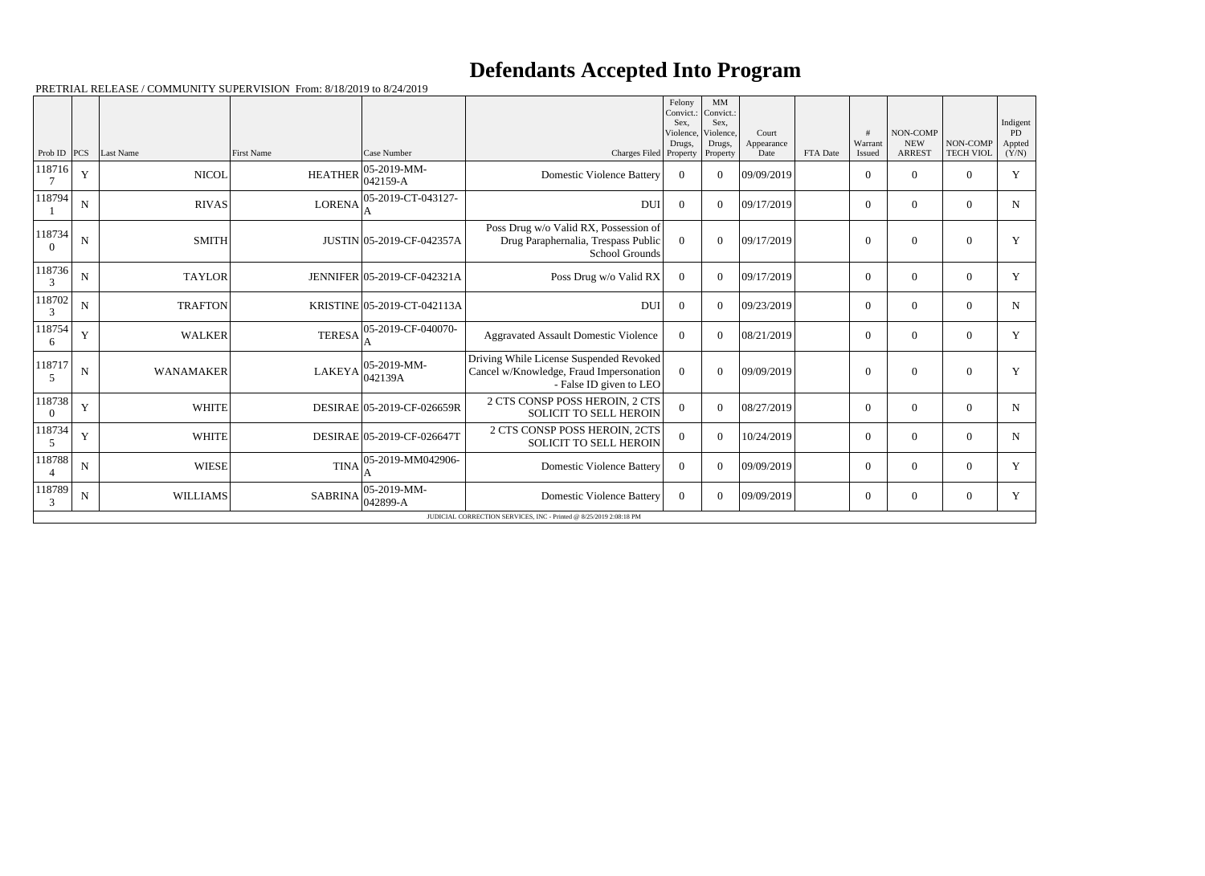# Defendants Accepted Into Program

PRETRIAL RELEASE / COMMUNITY SUPERVISION From: 8/18/2019 to 8/24/2019

| Prob ID | PCS | Last Name | First Name | Case Number | Charges Filed | Felony Convict.: Sex, Violence, Drugs, Property | MM Convict.: Sex, Violence, Drugs, Property | Court Appearance Date | FTA Date | # Warrant Issued | NON-COMP NEW ARREST | NON-COMP TECH VIOL | Indigent PD Appted (Y/N) |
|---|---|---|---|---|---|---|---|---|---|---|---|---|---|
| 1187167 | Y | NICOL | HEATHER | 05-2019-MM-042159-A | Domestic Violence Battery | 0 | 0 | 09/09/2019 | | 0 | 0 | 0 | Y |
| 1187941 | N | RIVAS | LORENA | 05-2019-CT-043127-A | DUI | 0 | 0 | 09/17/2019 | | 0 | 0 | 0 | N |
| 1187340 | N | SMITH | JUSTIN | 05-2019-CF-042357A | Poss Drug w/o Valid RX, Possession of Drug Paraphernalia, Trespass Public School Grounds | 0 | 0 | 09/17/2019 | | 0 | 0 | 0 | Y |
| 1187363 | N | TAYLOR | JENNIFER | 05-2019-CF-042321A | Poss Drug w/o Valid RX | 0 | 0 | 09/17/2019 | | 0 | 0 | 0 | Y |
| 1187023 | N | TRAFTON | KRISTINE | 05-2019-CT-042113A | DUI | 0 | 0 | 09/23/2019 | | 0 | 0 | 0 | N |
| 1187546 | Y | WALKER | TERESA | 05-2019-CF-040070-A | Aggravated Assault Domestic Violence | 0 | 0 | 08/21/2019 | | 0 | 0 | 0 | Y |
| 1187175 | N | WANAMAKER | LAKEYA | 05-2019-MM-042139A | Driving While License Suspended Revoked Cancel w/Knowledge, Fraud Impersonation - False ID given to LEO | 0 | 0 | 09/09/2019 | | 0 | 0 | 0 | Y |
| 1187380 | Y | WHITE | DESIRAE | 05-2019-CF-026659R | 2 CTS CONSP POSS HEROIN, 2 CTS SOLICIT TO SELL HEROIN | 0 | 0 | 08/27/2019 | | 0 | 0 | 0 | N |
| 1187345 | Y | WHITE | DESIRAE | 05-2019-CF-026647T | 2 CTS CONSP POSS HEROIN, 2CTS SOLICIT TO SELL HEROIN | 0 | 0 | 10/24/2019 | | 0 | 0 | 0 | N |
| 1187884 | N | WIESE | TINA | 05-2019-MM042906-A | Domestic Violence Battery | 0 | 0 | 09/09/2019 | | 0 | 0 | 0 | Y |
| 1187893 | N | WILLIAMS | SABRINA | 05-2019-MM-042899-A | Domestic Violence Battery | 0 | 0 | 09/09/2019 | | 0 | 0 | 0 | Y |

JUDICIAL CORRECTION SERVICES, INC - Printed @ 8/25/2019 2:08:18 PM